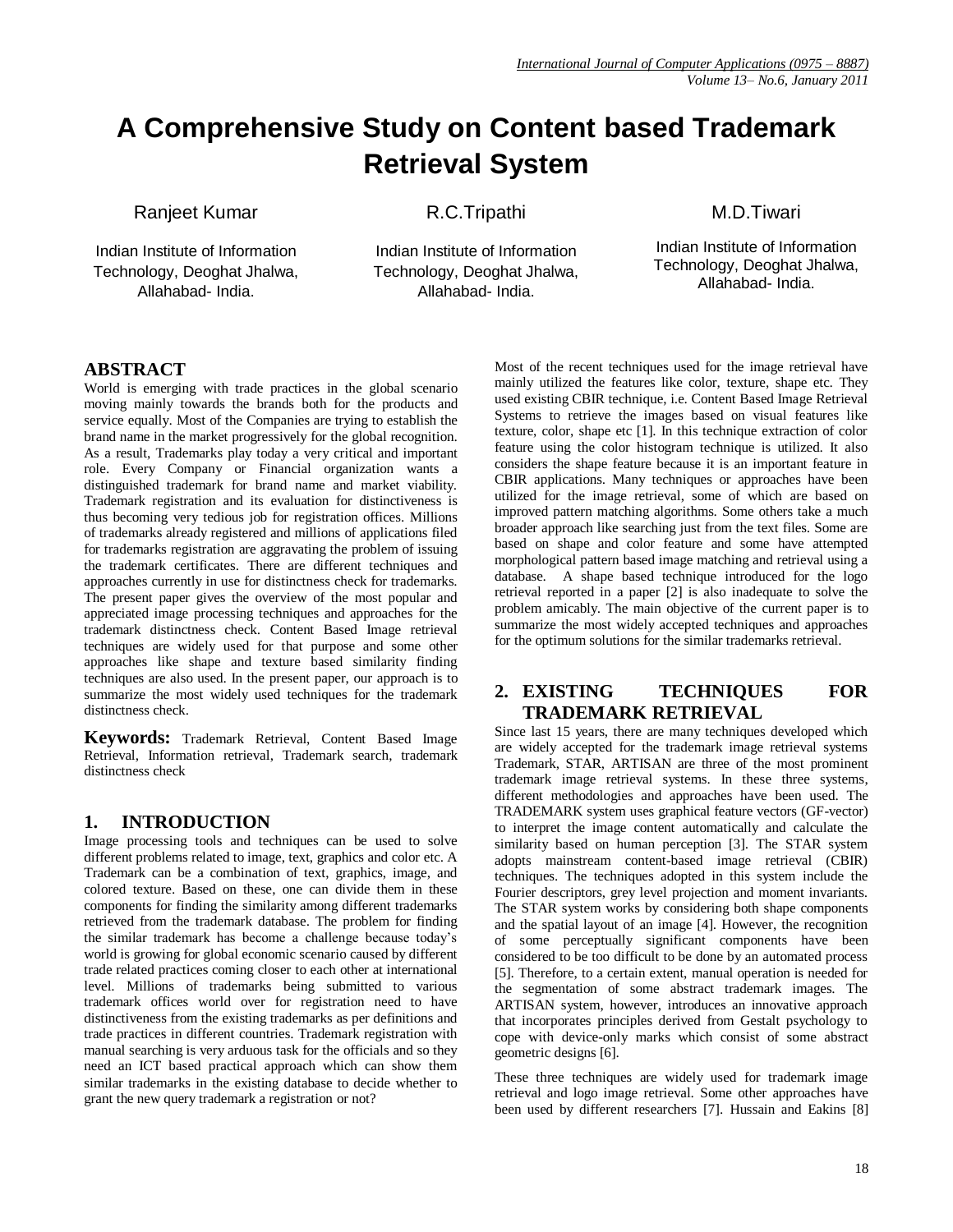# A Comprehensive Study on Content based Trademark Retrieval System

Ranjeet Kumar
Indian Institute of Information Technology, Deoghat Jhalwa, Allahabad- India.

R.C.Tripathi
Indian Institute of Information Technology, Deoghat Jhalwa, Allahabad- India.

M.D.Tiwari
Indian Institute of Information Technology, Deoghat Jhalwa, Allahabad- India.

## ABSTRACT

World is emerging with trade practices in the global scenario moving mainly towards the brands both for the products and service equally. Most of the Companies are trying to establish the brand name in the market progressively for the global recognition. As a result, Trademarks play today a very critical and important role. Every Company or Financial organization wants a distinguished trademark for brand name and market viability. Trademark registration and its evaluation for distinctiveness is thus becoming very tedious job for registration offices. Millions of trademarks already registered and millions of applications filed for trademarks registration are aggravating the problem of issuing the trademark certificates. There are different techniques and approaches currently in use for distinctness check for trademarks. The present paper gives the overview of the most popular and appreciated image processing techniques and approaches for the trademark distinctness check. Content Based Image retrieval techniques are widely used for that purpose and some other approaches like shape and texture based similarity finding techniques are also used. In the present paper, our approach is to summarize the most widely used techniques for the trademark distinctness check.

**Keywords:** Trademark Retrieval, Content Based Image Retrieval, Information retrieval, Trademark search, trademark distinctness check

## 1. INTRODUCTION

Image processing tools and techniques can be used to solve different problems related to image, text, graphics and color etc. A Trademark can be a combination of text, graphics, image, and colored texture. Based on these, one can divide them in these components for finding the similarity among different trademarks retrieved from the trademark database. The problem for finding the similar trademark has become a challenge because today's world is growing for global economic scenario caused by different trade related practices coming closer to each other at international level. Millions of trademarks being submitted to various trademark offices world over for registration need to have distinctiveness from the existing trademarks as per definitions and trade practices in different countries. Trademark registration with manual searching is very arduous task for the officials and so they need an ICT based practical approach which can show them similar trademarks in the existing database to decide whether to grant the new query trademark a registration or not?

Most of the recent techniques used for the image retrieval have mainly utilized the features like color, texture, shape etc. They used existing CBIR technique, i.e. Content Based Image Retrieval Systems to retrieve the images based on visual features like texture, color, shape etc [1]. In this technique extraction of color feature using the color histogram technique is utilized. It also considers the shape feature because it is an important feature in CBIR applications. Many techniques or approaches have been utilized for the image retrieval, some of which are based on improved pattern matching algorithms. Some others take a much broader approach like searching just from the text files. Some are based on shape and color feature and some have attempted morphological pattern based image matching and retrieval using a database. A shape based technique introduced for the logo retrieval reported in a paper [2] is also inadequate to solve the problem amicably. The main objective of the current paper is to summarize the most widely accepted techniques and approaches for the optimum solutions for the similar trademarks retrieval.

## 2. EXISTING TECHNIQUES FOR TRADEMARK RETRIEVAL

Since last 15 years, there are many techniques developed which are widely accepted for the trademark image retrieval systems Trademark, STAR, ARTISAN are three of the most prominent trademark image retrieval systems. In these three systems, different methodologies and approaches have been used. The TRADEMARK system uses graphical feature vectors (GF-vector) to interpret the image content automatically and calculate the similarity based on human perception [3]. The STAR system adopts mainstream content-based image retrieval (CBIR) techniques. The techniques adopted in this system include the Fourier descriptors, grey level projection and moment invariants. The STAR system works by considering both shape components and the spatial layout of an image [4]. However, the recognition of some perceptually significant components have been considered to be too difficult to be done by an automated process [5]. Therefore, to a certain extent, manual operation is needed for the segmentation of some abstract trademark images. The ARTISAN system, however, introduces an innovative approach that incorporates principles derived from Gestalt psychology to cope with device-only marks which consist of some abstract geometric designs [6].

These three techniques are widely used for trademark image retrieval and logo image retrieval. Some other approaches have been used by different researchers [7]. Hussain and Eakins [8]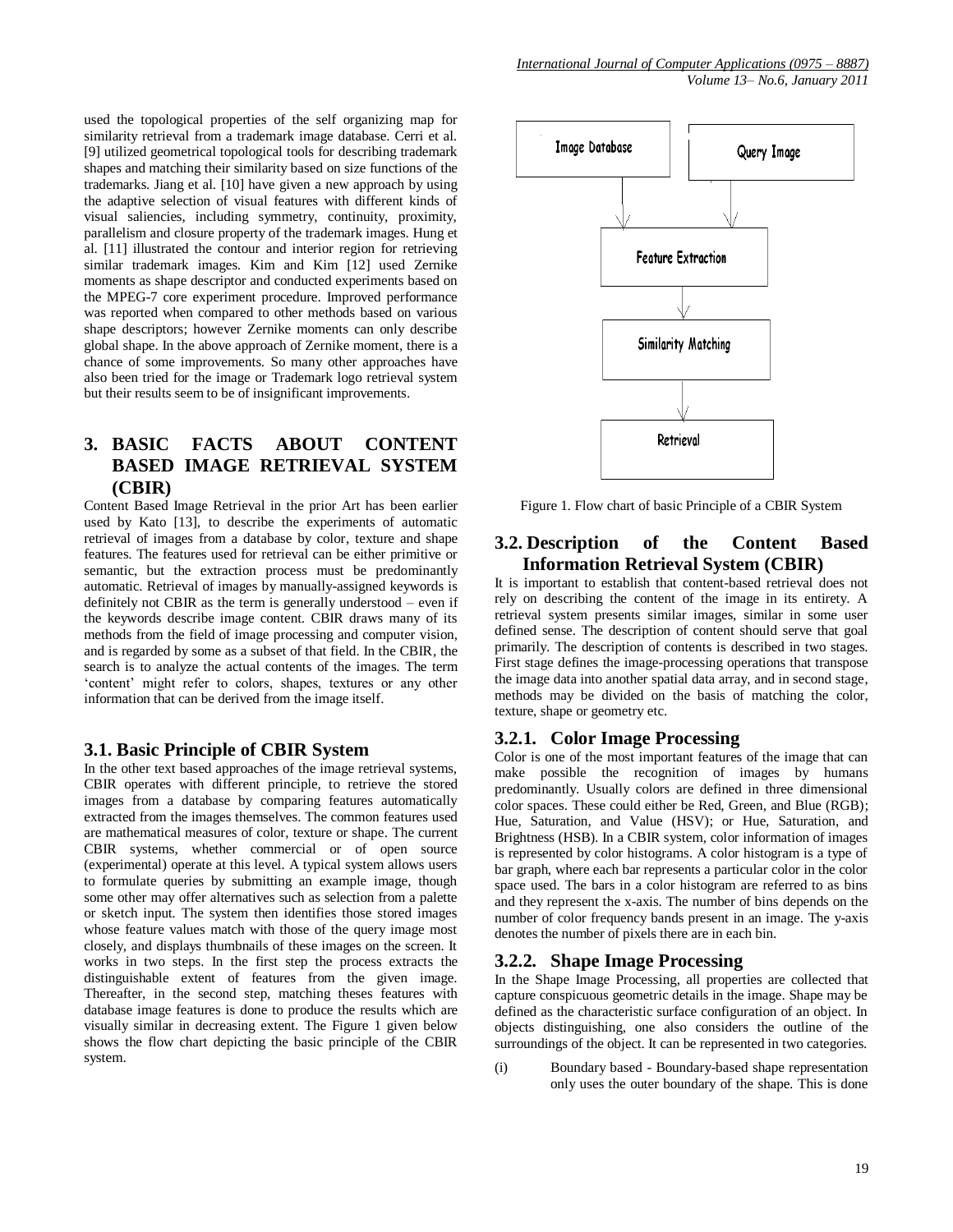used the topological properties of the self organizing map for similarity retrieval from a trademark image database. Cerri et al. [9] utilized geometrical topological tools for describing trademark shapes and matching their similarity based on size functions of the trademarks. Jiang et al. [10] have given a new approach by using the adaptive selection of visual features with different kinds of visual saliencies, including symmetry, continuity, proximity, parallelism and closure property of the trademark images. Hung et al. [11] illustrated the contour and interior region for retrieving similar trademark images. Kim and Kim [12] used Zernike moments as shape descriptor and conducted experiments based on the MPEG-7 core experiment procedure. Improved performance was reported when compared to other methods based on various shape descriptors; however Zernike moments can only describe global shape. In the above approach of Zernike moment, there is a chance of some improvements. So many other approaches have also been tried for the image or Trademark logo retrieval system but their results seem to be of insignificant improvements.

## 3. BASIC FACTS ABOUT CONTENT BASED IMAGE RETRIEVAL SYSTEM (CBIR)

Content Based Image Retrieval in the prior Art has been earlier used by Kato [13], to describe the experiments of automatic retrieval of images from a database by color, texture and shape features. The features used for retrieval can be either primitive or semantic, but the extraction process must be predominantly automatic. Retrieval of images by manually-assigned keywords is definitely not CBIR as the term is generally understood – even if the keywords describe image content. CBIR draws many of its methods from the field of image processing and computer vision, and is regarded by some as a subset of that field. In the CBIR, the search is to analyze the actual contents of the images. The term 'content' might refer to colors, shapes, textures or any other information that can be derived from the image itself.

### 3.1. Basic Principle of CBIR System

In the other text based approaches of the image retrieval systems, CBIR operates with different principle, to retrieve the stored images from a database by comparing features automatically extracted from the images themselves. The common features used are mathematical measures of color, texture or shape. The current CBIR systems, whether commercial or of open source (experimental) operate at this level. A typical system allows users to formulate queries by submitting an example image, though some other may offer alternatives such as selection from a palette or sketch input. The system then identifies those stored images whose feature values match with those of the query image most closely, and displays thumbnails of these images on the screen. It works in two steps. In the first step the process extracts the distinguishable extent of features from the given image. Thereafter, in the second step, matching theses features with database image features is done to produce the results which are visually similar in decreasing extent. The Figure 1 given below shows the flow chart depicting the basic principle of the CBIR system.

Image Database → Query Image → Feature Extraction → Similarity Matching → Retrieval

Figure 1. Flow chart of basic Principle of a CBIR System

### 3.2. Description of the Content Based Information Retrieval System (CBIR)

It is important to establish that content-based retrieval does not rely on describing the content of the image in its entirety. A retrieval system presents similar images, similar in some user defined sense. The description of content should serve that goal primarily. The description of contents is described in two stages. First stage defines the image-processing operations that transpose the image data into another spatial data array, and in second stage, methods may be divided on the basis of matching the color, texture, shape or geometry etc.

#### 3.2.1. Color Image Processing

Color is one of the most important features of the image that can make possible the recognition of images by humans predominantly. Usually colors are defined in three dimensional color spaces. These could either be Red, Green, and Blue (RGB); Hue, Saturation, and Value (HSV); or Hue, Saturation, and Brightness (HSB). In a CBIR system, color information of images is represented by color histograms. A color histogram is a type of bar graph, where each bar represents a particular color in the color space used. The bars in a color histogram are referred to as bins and they represent the x-axis. The number of bins depends on the number of color frequency bands present in an image. The y-axis denotes the number of pixels there are in each bin.

#### 3.2.2. Shape Image Processing

In the Shape Image Processing, all properties are collected that capture conspicuous geometric details in the image. Shape may be defined as the characteristic surface configuration of an object. In objects distinguishing, one also considers the outline of the surroundings of the object. It can be represented in two categories.

(i) Boundary based - Boundary-based shape representation only uses the outer boundary of the shape. This is done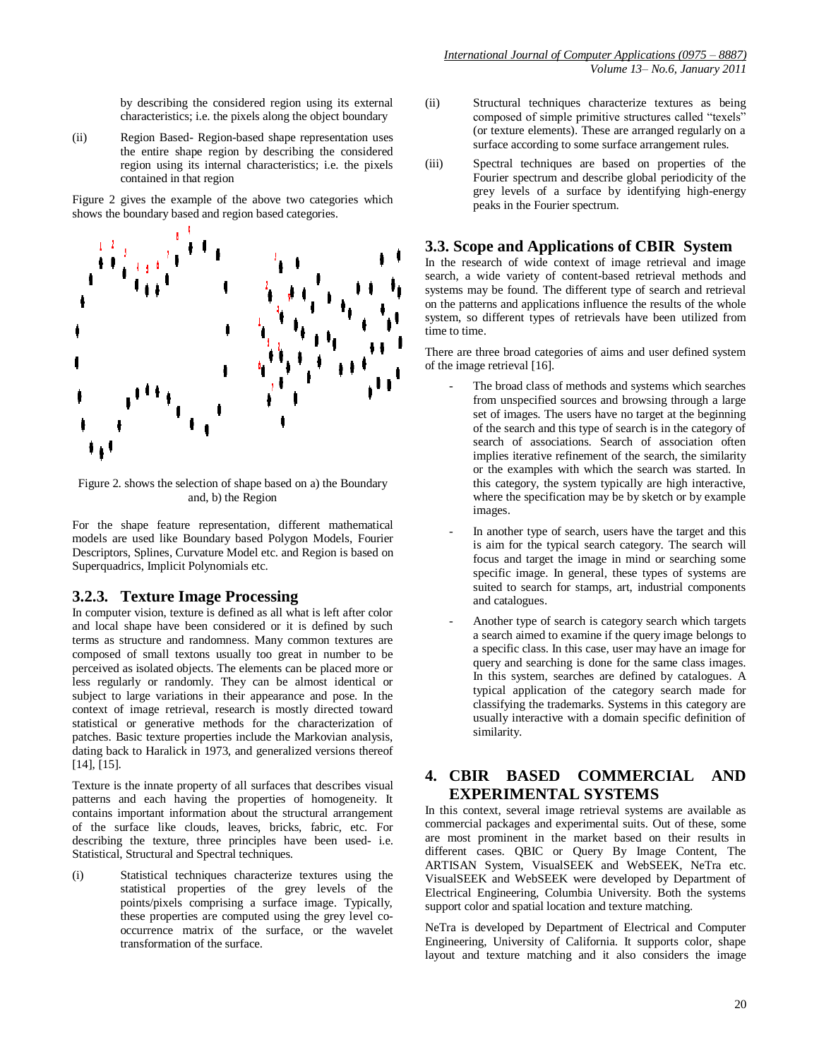by describing the considered region using its external characteristics; i.e. the pixels along the object boundary

(ii) Region Based- Region-based shape representation uses the entire shape region by describing the considered region using its internal characteristics; i.e. the pixels contained in that region

Figure 2 gives the example of the above two categories which shows the boundary based and region based categories.

Figure 2. shows the selection of shape based on a) the Boundary and, b) the Region

For the shape feature representation, different mathematical models are used like Boundary based Polygon Models, Fourier Descriptors, Splines, Curvature Model etc. and Region is based on Superquadrics, Implicit Polynomials etc.

### 3.2.3. Texture Image Processing

In computer vision, texture is defined as all what is left after color and local shape have been considered or it is defined by such terms as structure and randomness. Many common textures are composed of small textons usually too great in number to be perceived as isolated objects. The elements can be placed more or less regularly or randomly. They can be almost identical or subject to large variations in their appearance and pose. In the context of image retrieval, research is mostly directed toward statistical or generative methods for the characterization of patches. Basic texture properties include the Markovian analysis, dating back to Haralick in 1973, and generalized versions thereof [14], [15].

Texture is the innate property of all surfaces that describes visual patterns and each having the properties of homogeneity. It contains important information about the structural arrangement of the surface like clouds, leaves, bricks, fabric, etc. For describing the texture, three principles have been used- i.e. Statistical, Structural and Spectral techniques.

(i) Statistical techniques characterize textures using the statistical properties of the grey levels of the points/pixels comprising a surface image. Typically, these properties are computed using the grey level co-occurrence matrix of the surface, or the wavelet transformation of the surface.

(ii) Structural techniques characterize textures as being composed of simple primitive structures called "texels" (or texture elements). These are arranged regularly on a surface according to some surface arrangement rules.

(iii) Spectral techniques are based on properties of the Fourier spectrum and describe global periodicity of the grey levels of a surface by identifying high-energy peaks in the Fourier spectrum.

## 3.3. Scope and Applications of CBIR System

In the research of wide context of image retrieval and image search, a wide variety of content-based retrieval methods and systems may be found. The different type of search and retrieval on the patterns and applications influence the results of the whole system, so different types of retrievals have been utilized from time to time.

There are three broad categories of aims and user defined system of the image retrieval [16].

- The broad class of methods and systems which searches from unspecified sources and browsing through a large set of images. The users have no target at the beginning of the search and this type of search is in the category of search of associations. Search of association often implies iterative refinement of the search, the similarity or the examples with which the search was started. In this category, the system typically are high interactive, where the specification may be by sketch or by example images.
- In another type of search, users have the target and this is aim for the typical search category. The search will focus and target the image in mind or searching some specific image. In general, these types of systems are suited to search for stamps, art, industrial components and catalogues.
- Another type of search is category search which targets a search aimed to examine if the query image belongs to a specific class. In this case, user may have an image for query and searching is done for the same class images. In this system, searches are defined by catalogues. A typical application of the category search made for classifying the trademarks. Systems in this category are usually interactive with a domain specific definition of similarity.

# 4. CBIR BASED COMMERCIAL AND EXPERIMENTAL SYSTEMS

In this context, several image retrieval systems are available as commercial packages and experimental suits. Out of these, some are most prominent in the market based on their results in different cases. QBIC or Query By Image Content, The ARTISAN System, VisualSEEK and WebSEEK, NeTra etc. VisualSEEK and WebSEEK were developed by Department of Electrical Engineering, Columbia University. Both the systems support color and spatial location and texture matching.

NeTra is developed by Department of Electrical and Computer Engineering, University of California. It supports color, shape layout and texture matching and it also considers the image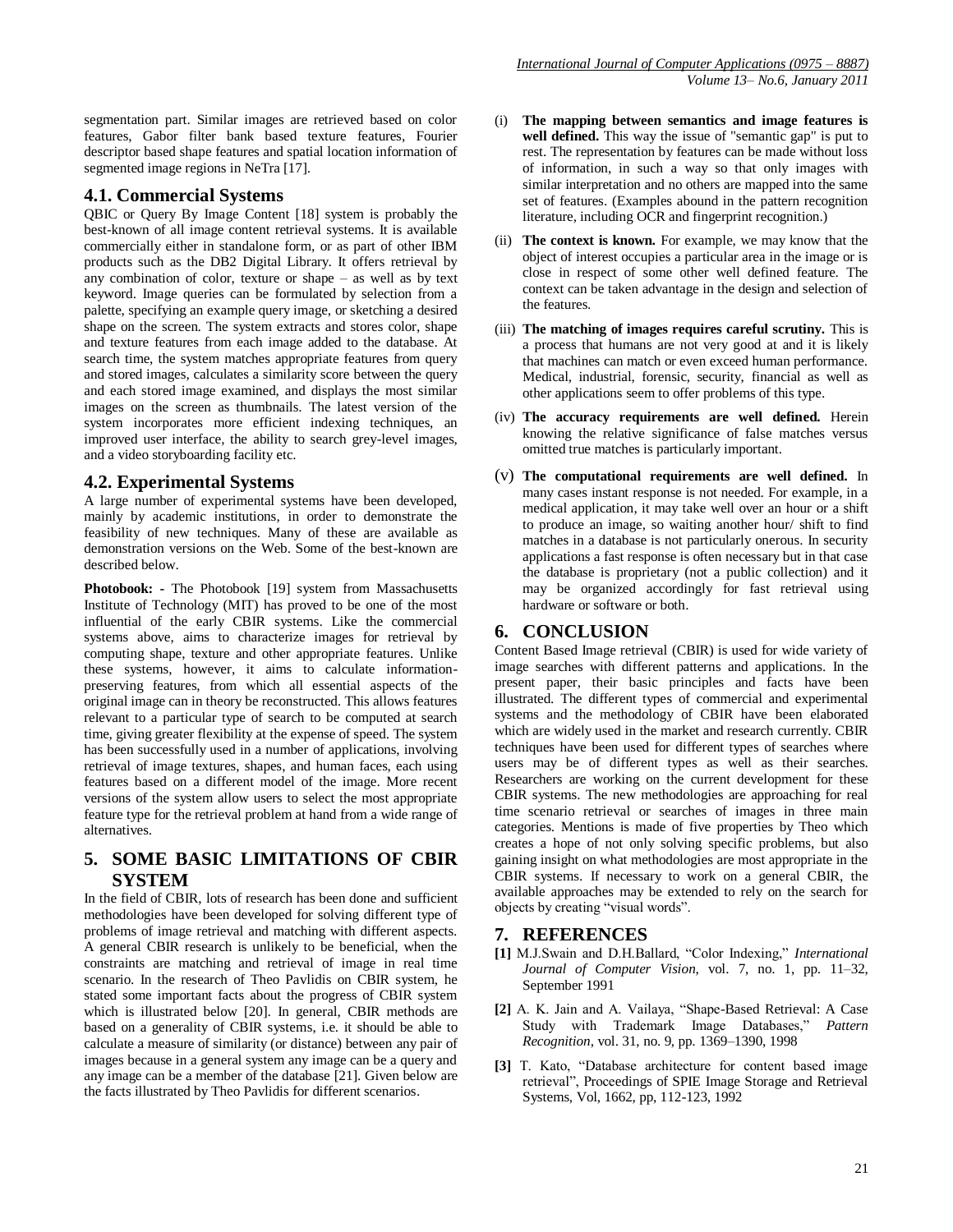segmentation part. Similar images are retrieved based on color features, Gabor filter bank based texture features, Fourier descriptor based shape features and spatial location information of segmented image regions in NeTra [17].

## 4.1. Commercial Systems

QBIC or Query By Image Content [18] system is probably the best-known of all image content retrieval systems. It is available commercially either in standalone form, or as part of other IBM products such as the DB2 Digital Library. It offers retrieval by any combination of color, texture or shape – as well as by text keyword. Image queries can be formulated by selection from a palette, specifying an example query image, or sketching a desired shape on the screen. The system extracts and stores color, shape and texture features from each image added to the database. At search time, the system matches appropriate features from query and stored images, calculates a similarity score between the query and each stored image examined, and displays the most similar images on the screen as thumbnails. The latest version of the system incorporates more efficient indexing techniques, an improved user interface, the ability to search grey-level images, and a video storyboarding facility etc.

## 4.2. Experimental Systems

A large number of experimental systems have been developed, mainly by academic institutions, in order to demonstrate the feasibility of new techniques. Many of these are available as demonstration versions on the Web. Some of the best-known are described below.

**Photobook: -** The Photobook [19] system from Massachusetts Institute of Technology (MIT) has proved to be one of the most influential of the early CBIR systems. Like the commercial systems above, aims to characterize images for retrieval by computing shape, texture and other appropriate features. Unlike these systems, however, it aims to calculate information-preserving features, from which all essential aspects of the original image can in theory be reconstructed. This allows features relevant to a particular type of search to be computed at search time, giving greater flexibility at the expense of speed. The system has been successfully used in a number of applications, involving retrieval of image textures, shapes, and human faces, each using features based on a different model of the image. More recent versions of the system allow users to select the most appropriate feature type for the retrieval problem at hand from a wide range of alternatives.

# 5. SOME BASIC LIMITATIONS OF CBIR SYSTEM

In the field of CBIR, lots of research has been done and sufficient methodologies have been developed for solving different type of problems of image retrieval and matching with different aspects. A general CBIR research is unlikely to be beneficial, when the constraints are matching and retrieval of image in real time scenario. In the research of Theo Pavlidis on CBIR system, he stated some important facts about the progress of CBIR system which is illustrated below [20]. In general, CBIR methods are based on a generality of CBIR systems, i.e. it should be able to calculate a measure of similarity (or distance) between any pair of images because in a general system any image can be a query and any image can be a member of the database [21]. Given below are the facts illustrated by Theo Pavlidis for different scenarios.

(i) **The mapping between semantics and image features is well defined.** This way the issue of "semantic gap" is put to rest. The representation by features can be made without loss of information, in such a way so that only images with similar interpretation and no others are mapped into the same set of features. (Examples abound in the pattern recognition literature, including OCR and fingerprint recognition.)

(ii) **The context is known.** For example, we may know that the object of interest occupies a particular area in the image or is close in respect of some other well defined feature. The context can be taken advantage in the design and selection of the features.

(iii) **The matching of images requires careful scrutiny.** This is a process that humans are not very good at and it is likely that machines can match or even exceed human performance. Medical, industrial, forensic, security, financial as well as other applications seem to offer problems of this type.

(iv) **The accuracy requirements are well defined.** Herein knowing the relative significance of false matches versus omitted true matches is particularly important.

(v) **The computational requirements are well defined.** In many cases instant response is not needed. For example, in a medical application, it may take well over an hour or a shift to produce an image, so waiting another hour/ shift to find matches in a database is not particularly onerous. In security applications a fast response is often necessary but in that case the database is proprietary (not a public collection) and it may be organized accordingly for fast retrieval using hardware or software or both.

# 6. CONCLUSION

Content Based Image retrieval (CBIR) is used for wide variety of image searches with different patterns and applications. In the present paper, their basic principles and facts have been illustrated. The different types of commercial and experimental systems and the methodology of CBIR have been elaborated which are widely used in the market and research currently. CBIR techniques have been used for different types of searches where users may be of different types as well as their searches. Researchers are working on the current development for these CBIR systems. The new methodologies are approaching for real time scenario retrieval or searches of images in three main categories. Mentions is made of five properties by Theo which creates a hope of not only solving specific problems, but also gaining insight on what methodologies are most appropriate in the CBIR systems. If necessary to work on a general CBIR, the available approaches may be extended to rely on the search for objects by creating "visual words".

# 7. REFERENCES

**[1]** M.J.Swain and D.H.Ballard, "Color Indexing," *International Journal of Computer Vision*, vol. 7, no. 1, pp. 11–32, September 1991

**[2]** A. K. Jain and A. Vailaya, "Shape-Based Retrieval: A Case Study with Trademark Image Databases," *Pattern Recognition*, vol. 31, no. 9, pp. 1369–1390, 1998

**[3]** T. Kato, "Database architecture for content based image retrieval", Proceedings of SPIE Image Storage and Retrieval Systems, Vol, 1662, pp, 112-123, 1992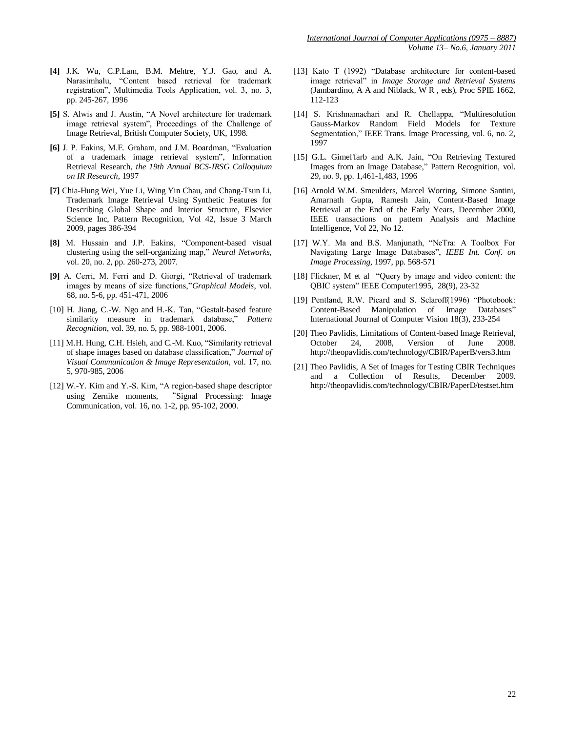**[4]** J.K. Wu, C.P.Lam, B.M. Mehtre, Y.J. Gao, and A. Narasimhalu, "Content based retrieval for trademark registration", Multimedia Tools Application, vol. 3, no. 3, pp. 245-267, 1996

**[5]** S. Alwis and J. Austin, "A Novel architecture for trademark image retrieval system", Proceedings of the Challenge of Image Retrieval, British Computer Society, UK, 1998.

**[6]** J. P. Eakins, M.E. Graham, and J.M. Boardman, "Evaluation of a trademark image retrieval system", Information Retrieval Research, *the 19th Annual BCS-IRSG Colloquium on IR Research*, 1997

**[7]** Chia-Hung Wei, Yue Li, Wing Yin Chau, and Chang-Tsun Li, Trademark Image Retrieval Using Synthetic Features for Describing Global Shape and Interior Structure, Elsevier Science Inc, Pattern Recognition, Vol 42, Issue 3 March 2009, pages 386-394

**[8]** M. Hussain and J.P. Eakins, "Component-based visual clustering using the self-organizing map," *Neural Networks*, vol. 20, no. 2, pp. 260-273, 2007.

**[9]** A. Cerri, M. Ferri and D. Giorgi, "Retrieval of trademark images by means of size functions,"*Graphical Models*, vol. 68, no. 5-6, pp. 451-471, 2006

[10] H. Jiang, C.-W. Ngo and H.-K. Tan, "Gestalt-based feature similarity measure in trademark database," *Pattern Recognition*, vol. 39, no. 5, pp. 988-1001, 2006.

[11] M.H. Hung, C.H. Hsieh, and C.-M. Kuo, "Similarity retrieval of shape images based on database classification," *Journal of Visual Communication & Image Representation*, vol. 17, no. 5, 970-985, 2006

[12] W.-Y. Kim and Y.-S. Kim, "A region-based shape descriptor using Zernike moments, "Signal Processing: Image Communication, vol. 16, no. 1-2, pp. 95-102, 2000.

[13] Kato T (1992) "Database architecture for content-based image retrieval" in *Image Storage and Retrieval Systems* (Jambardino, A A and Niblack, W R , eds), Proc SPIE 1662, 112-123

[14] S. Krishnamachari and R. Chellappa, "Multiresolution Gauss-Markov Random Field Models for Texture Segmentation," IEEE Trans. Image Processing, vol. 6, no. 2, 1997

[15] G.L. Gimel'farb and A.K. Jain, "On Retrieving Textured Images from an Image Database," Pattern Recognition, vol. 29, no. 9, pp. 1,461-1,483, 1996

[16] Arnold W.M. Smeulders, Marcel Worring, Simone Santini, Amarnath Gupta, Ramesh Jain, Content-Based Image Retrieval at the End of the Early Years, December 2000, IEEE transactions on pattern Analysis and Machine Intelligence, Vol 22, No 12.

[17] W.Y. Ma and B.S. Manjunath, "NeTra: A Toolbox For Navigating Large Image Databases", *IEEE Int. Conf. on Image Processing*, 1997, pp. 568-571

[18] Flickner, M et al "Query by image and video content: the QBIC system" IEEE Computer1995, 28(9), 23-32

[19] Pentland, R.W. Picard and S. Sclaroff(1996) "Photobook: Content-Based Manipulation of Image Databases" International Journal of Computer Vision 18(3), 233-254

[20] Theo Pavlidis, Limitations of Content-based Image Retrieval, October 24, 2008, Version of June 2008. http://theopavlidis.com/technology/CBIR/PaperB/vers3.htm

[21] Theo Pavlidis, A Set of Images for Testing CBIR Techniques and a Collection of Results, December 2009. http://theopavlidis.com/technology/CBIR/PaperD/testset.htm